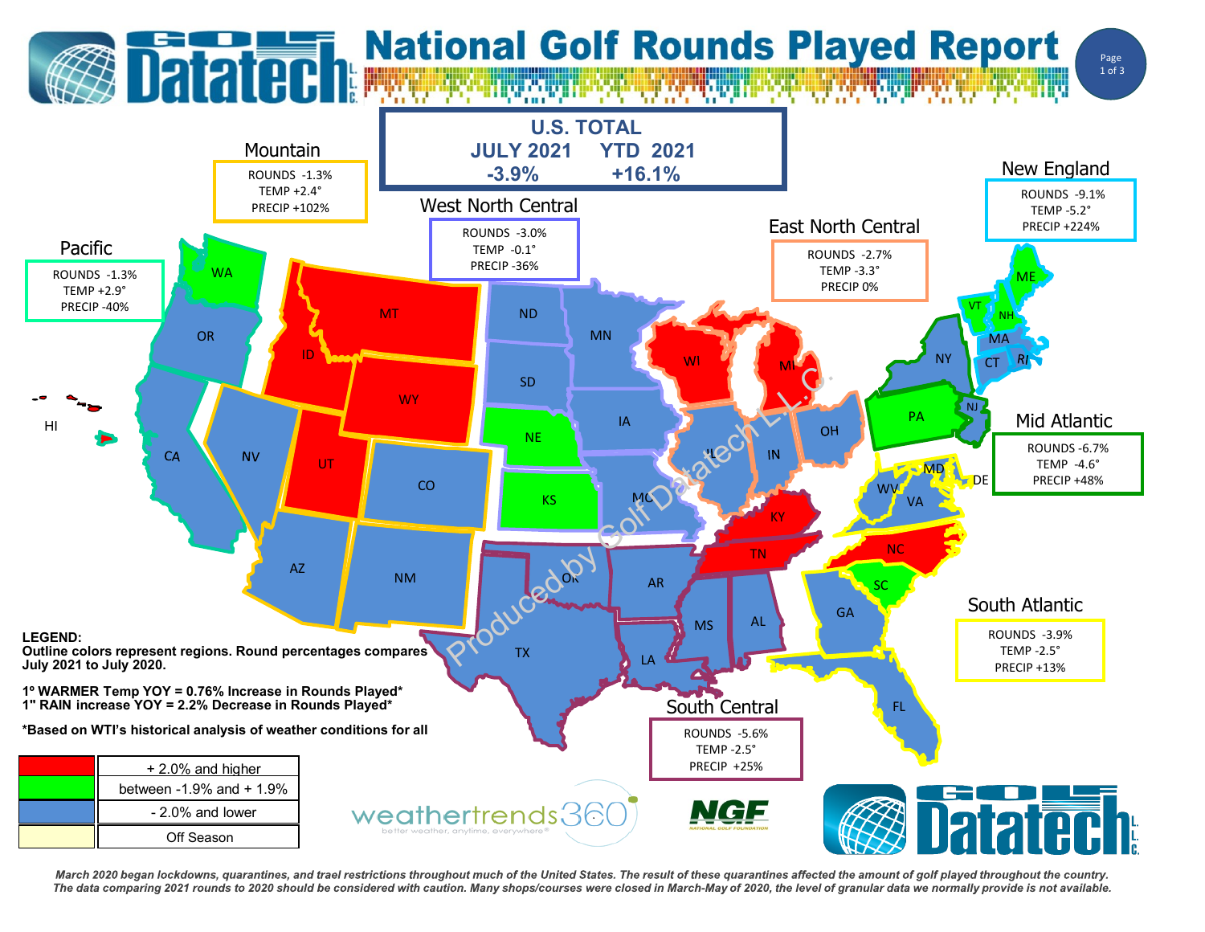# National Golf Rounds Played Report

## U.S. TOTAL

| JULY 2021 | YTD 2021 |
|---|---|
| -3.9% | +16.1% |

## Regional Results

| Region | Rounds | Temp | Precip |
|---|---|---|---|
| Mountain | -1.3% | +2.4° | +102% |
| Pacific | -1.3% | +2.9° | -40% |
| West North Central | -3.0% | -0.1° | -36% |
| East North Central | -2.7% | -3.3° | 0% |
| New England | -9.1% | -5.2° | +224% |
| Mid Atlantic | -6.7% | -4.6° | +48% |
| South Atlantic | -3.9% | -2.5° | +13% |
| South Central | -5.6% | -2.5° | +25% |

## States by Rounds Played Category

**+ 2.0% and higher (red):** MT, ID, WY, UT, WI, MI, KY, TN, NC, HI

**Between -1.9% and + 1.9% (green):** WA, NE, KS, PA, SC, VT, NH, ME

**- 2.0% and lower (blue):** OR, CA, NV, AZ, NM, CO, ND, SD, MN, IA, MO, IL, IN, OH, OK, TX, AR, LA, MS, AL, GA, FL, NY, MA, CT, RI, NJ, DE, MD, WV, VA

**LEGEND:**
**Outline colors represent regions. Round percentages compares July 2021 to July 2020.**

**1° WARMER Temp YOY = 0.76% Increase in Rounds Played***
**1" RAIN increase YOY = 2.2% Decrease in Rounds Played***

***Based on WTI's historical analysis of weather conditions for all**

| Color | Meaning |
|---|---|
| Red | + 2.0% and higher |
| Green | between -1.9% and + 1.9% |
| Blue | - 2.0% and lower |
| Light yellow | Off Season |

*March 2020 began lockdowns, quarantines, and trael restrictions throughout much of the United States. The result of these quarantines affected the amount of golf played throughout the country. The data comparing 2021 rounds to 2020 should be considered with caution. Many shops/courses were closed in March-May of 2020, the level of granular data we normally provide is not available.*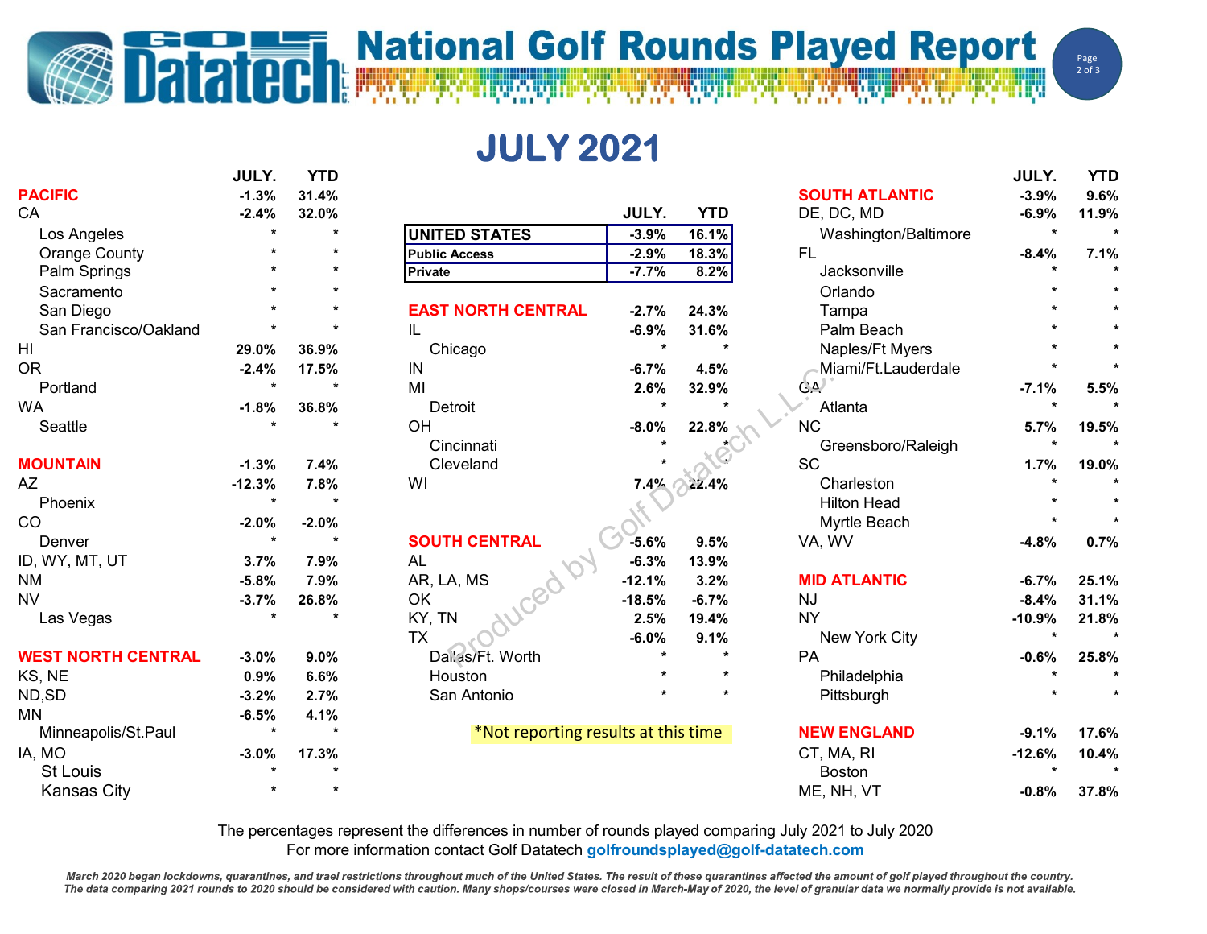# National Golf Rounds Played Report

## JULY 2021

| | JULY. | YTD |
|---|---|---|
| **UNITED STATES** | -3.9% | 16.1% |
| **Public Access** | -2.9% | 18.3% |
| **Private** | -7.7% | 8.2% |

| | JULY. | YTD |
|---|---|---|
| **PACIFIC** | -1.3% | 31.4% |
| CA | -2.4% | 32.0% |
| Los Angeles | * | * |
| Orange County | * | * |
| Palm Springs | * | * |
| Sacramento | * | * |
| San Diego | * | * |
| San Francisco/Oakland | * | * |
| HI | 29.0% | 36.9% |
| OR | -2.4% | 17.5% |
| Portland | * | * |
| WA | -1.8% | 36.8% |
| Seattle | * | * |
| **MOUNTAIN** | -1.3% | 7.4% |
| AZ | -12.3% | 7.8% |
| Phoenix | * | * |
| CO | -2.0% | -2.0% |
| Denver | * | * |
| ID, WY, MT, UT | 3.7% | 7.9% |
| NM | -5.8% | 7.9% |
| NV | -3.7% | 26.8% |
| Las Vegas | * | * |
| **WEST NORTH CENTRAL** | -3.0% | 9.0% |
| KS, NE | 0.9% | 6.6% |
| ND,SD | -3.2% | 2.7% |
| MN | -6.5% | 4.1% |
| Minneapolis/St.Paul | * | * |
| IA, MO | -3.0% | 17.3% |
| St Louis | * | * |
| Kansas City | * | * |

| | JULY. | YTD |
|---|---|---|
| **EAST NORTH CENTRAL** | -2.7% | 24.3% |
| IL | -6.9% | 31.6% |
| Chicago | * | * |
| IN | -6.7% | 4.5% |
| MI | 2.6% | 32.9% |
| Detroit | * | * |
| OH | -8.0% | 22.8% |
| Cincinnati | * | * |
| Cleveland | * | * |
| WI | 7.4% | 22.4% |
| **SOUTH CENTRAL** | -5.6% | 9.5% |
| AL | -6.3% | 13.9% |
| AR, LA, MS | -12.1% | 3.2% |
| OK | -18.5% | -6.7% |
| KY, TN | 2.5% | 19.4% |
| TX | -6.0% | 9.1% |
| Dallas/Ft. Worth | * | * |
| Houston | * | * |
| San Antonio | * | * |

*Not reporting results at this time

| | JULY. | YTD |
|---|---|---|
| **SOUTH ATLANTIC** | -3.9% | 9.6% |
| DE, DC, MD | -6.9% | 11.9% |
| Washington/Baltimore | * | * |
| FL | -8.4% | 7.1% |
| Jacksonville | * | * |
| Orlando | * | * |
| Tampa | * | * |
| Palm Beach | * | * |
| Naples/Ft Myers | * | * |
| Miami/Ft.Lauderdale | * | * |
| GA | -7.1% | 5.5% |
| Atlanta | * | * |
| NC | 5.7% | 19.5% |
| Greensboro/Raleigh | * | * |
| SC | 1.7% | 19.0% |
| Charleston | * | * |
| Hilton Head | * | * |
| Myrtle Beach | * | * |
| VA, WV | -4.8% | 0.7% |
| **MID ATLANTIC** | -6.7% | 25.1% |
| NJ | -8.4% | 31.1% |
| NY | -10.9% | 21.8% |
| New York City | * | * |
| PA | -0.6% | 25.8% |
| Philadelphia | * | * |
| Pittsburgh | * | * |
| **NEW ENGLAND** | -9.1% | 17.6% |
| CT, MA, RI | -12.6% | 10.4% |
| Boston | * | * |
| ME, NH, VT | -0.8% | 37.8% |

The percentages represent the differences in number of rounds played comparing July 2021 to July 2020

For more information contact Golf Datatech **golfroundsplayed@golf-datatech.com**

***March 2020 began lockdowns, quarantines, and trael restrictions throughout much of the United States. The result of these quarantines affected the amount of golf played throughout the country. The data comparing 2021 rounds to 2020 should be considered with caution. Many shops/courses were closed in March-May of 2020, the level of granular data we normally provide is not available.***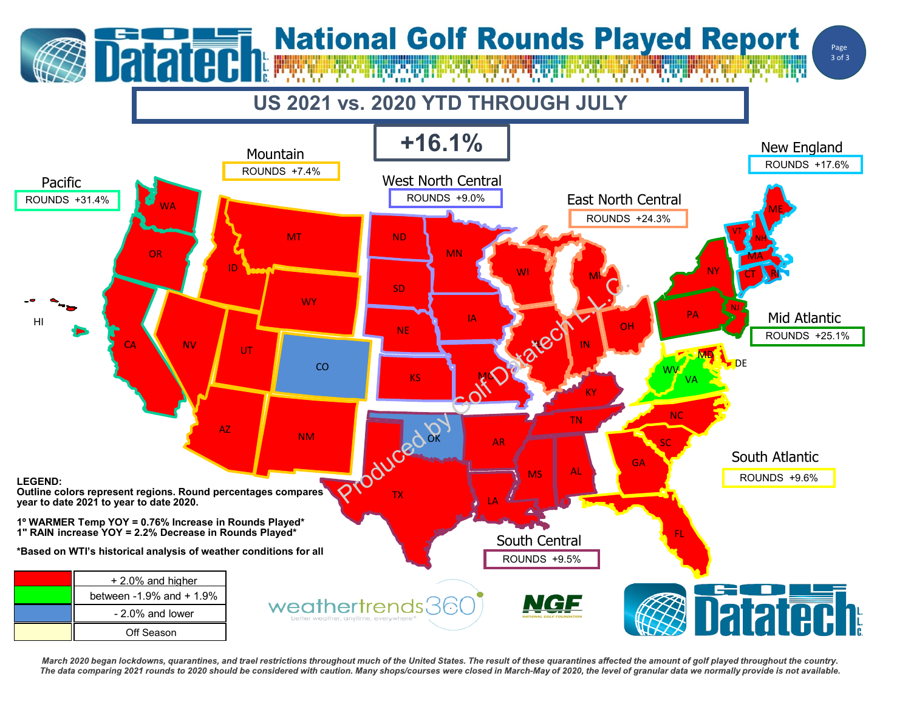# National Golf Rounds Played Report

## US 2021 vs. 2020 YTD THROUGH JULY

**+16.1%**

Pacific
ROUNDS +31.4%

Mountain
ROUNDS +7.4%

West North Central
ROUNDS +9.0%

East North Central
ROUNDS +24.3%

New England
ROUNDS +17.6%

Mid Atlantic
ROUNDS +25.1%

South Atlantic
ROUNDS +9.6%

South Central
ROUNDS +9.5%

WA OR CA HI MT ID WY NV UT CO AZ NM ND SD NE KS MN IA MO WI MI IL IN OH KY TN MS AL AR OK TX LA ME VT NH MA CT RI NY PA NJ MD DE WV VA NC SC GA FL

Produced by Golf Datatech L.L.C.

**LEGEND:**
**Outline colors represent regions. Round percentages compares year to date 2021 to year to date 2020.**

**1° WARMER Temp YOY = 0.76% Increase in Rounds Played***
**1" RAIN increase YOY = 2.2% Decrease in Rounds Played***

***Based on WTI's historical analysis of weather conditions for all**

+ 2.0% and higher
between -1.9% and + 1.9%
- 2.0% and lower
Off Season

weathertrends360 — better weather, anytime, everywhere

NGF — NATIONAL GOLF FOUNDATION

Golf Datatech L.L.C.

*March 2020 began lockdowns, quarantines, and trael restrictions throughout much of the United States. The result of these quarantines affected the amount of golf played throughout the country. The data comparing 2021 rounds to 2020 should be considered with caution. Many shops/courses were closed in March-May of 2020, the level of granular data we normally provide is not available.*